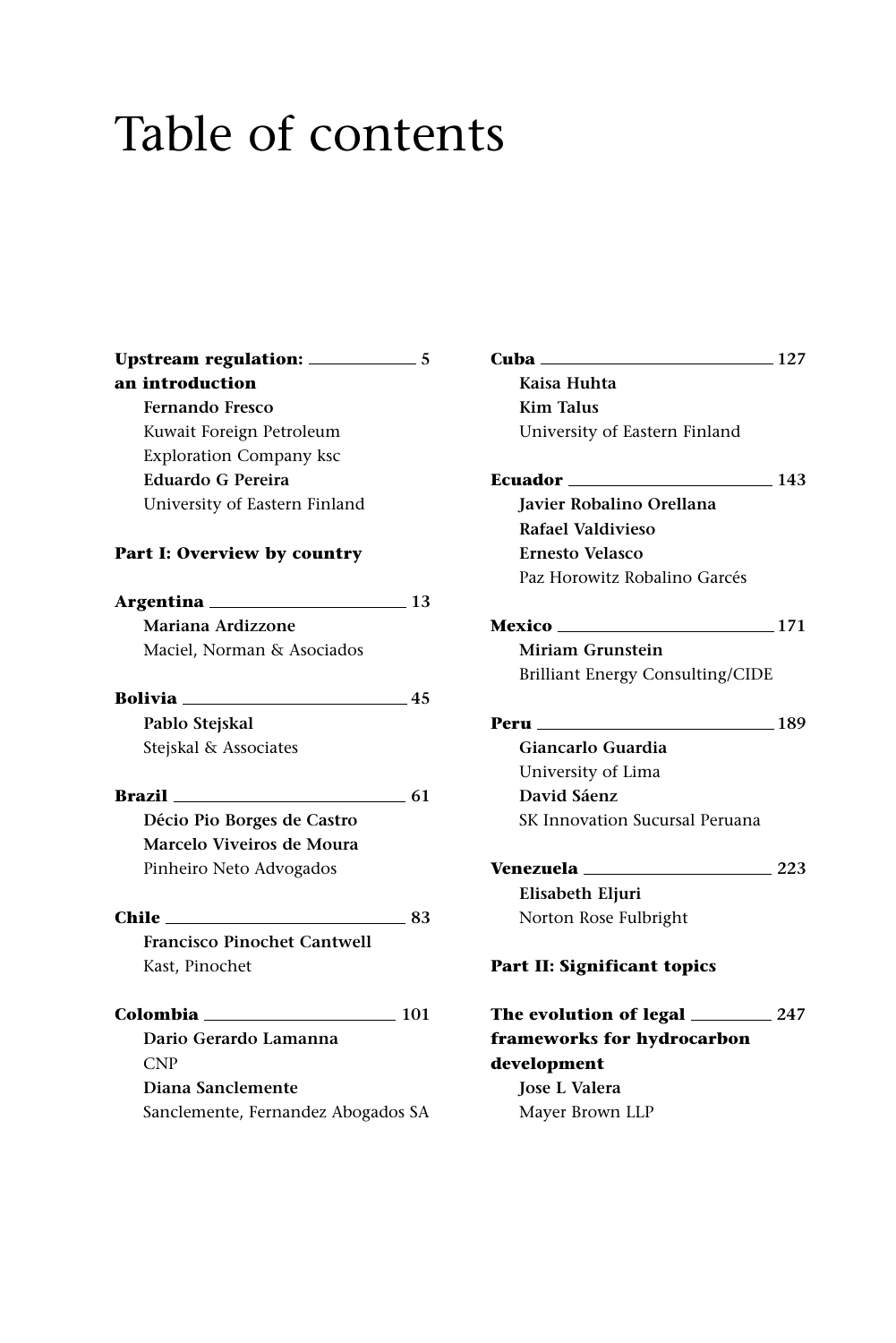# Table of contents

**Upstream regulation: an introduction** 5
**Fernando Fresco**
Kuwait Foreign Petroleum Exploration Company ksc
**Eduardo G Pereira**
University of Eastern Finland

**Part I: Overview by country**

**Argentina** 13
**Mariana Ardizzone**
Maciel, Norman & Asociados

**Bolivia** 45
**Pablo Stejskal**
Stejskal & Associates

**Brazil** 61
**Décio Pio Borges de Castro**
**Marcelo Viveiros de Moura**
Pinheiro Neto Advogados

**Chile** 83
**Francisco Pinochet Cantwell**
Kast, Pinochet

**Colombia** 101
**Dario Gerardo Lamanna**
CNP
**Diana Sanclemente**
Sanclemente, Fernandez Abogados SA

**Cuba** 127
**Kaisa Huhta**
**Kim Talus**
University of Eastern Finland

**Ecuador** 143
**Javier Robalino Orellana**
**Rafael Valdivieso**
**Ernesto Velasco**
Paz Horowitz Robalino Garcés

**Mexico** 171
**Miriam Grunstein**
Brilliant Energy Consulting/CIDE

**Peru** 189
**Giancarlo Guardia**
University of Lima
**David Sáenz**
SK Innovation Sucursal Peruana

**Venezuela** 223
**Elisabeth Eljuri**
Norton Rose Fulbright

**Part II: Significant topics**

**The evolution of legal frameworks for hydrocarbon development** 247
**Jose L Valera**
Mayer Brown LLP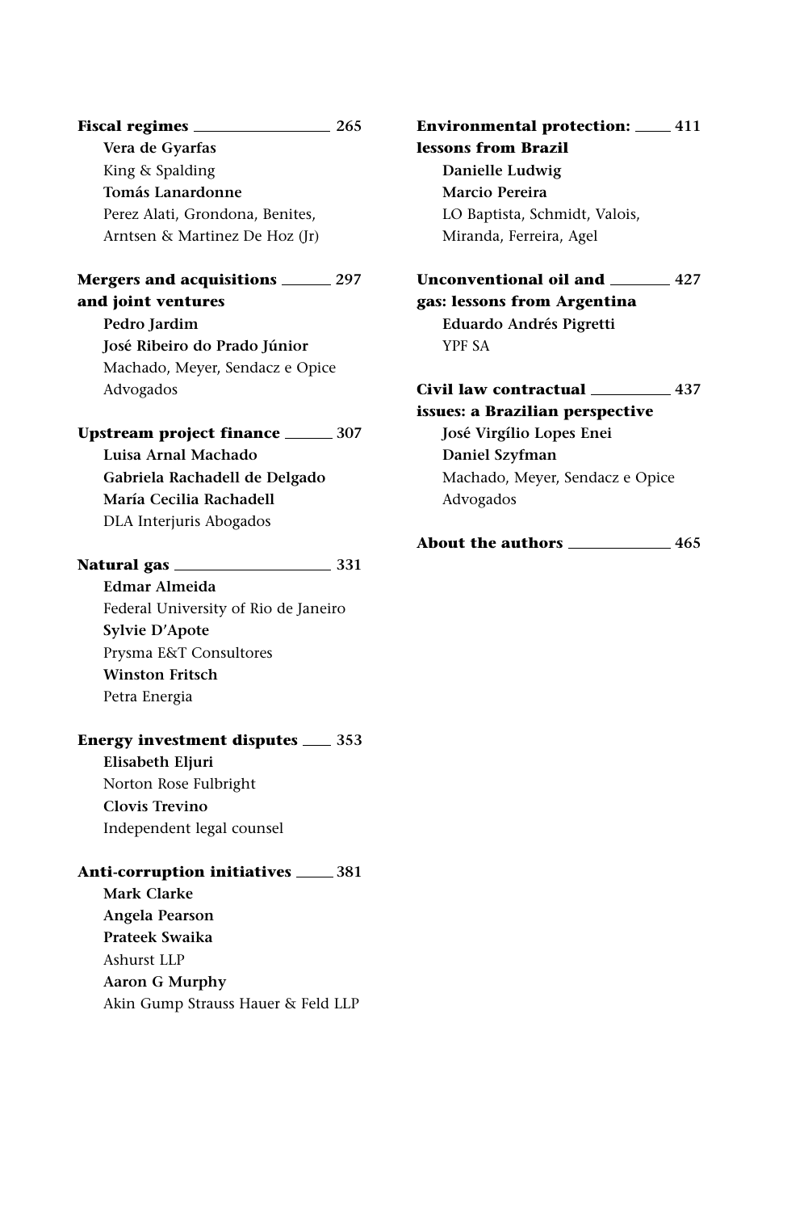**Fiscal regimes** 265
**Vera de Gyarfas**
King & Spalding
**Tomás Lanardonne**
Perez Alati, Grondona, Benites, Arntsen & Martinez De Hoz (Jr)

**Mergers and acquisitions and joint ventures** 297
**Pedro Jardim**
**José Ribeiro do Prado Júnior**
Machado, Meyer, Sendacz e Opice Advogados

**Upstream project finance** 307
**Luisa Arnal Machado**
**Gabriela Rachadell de Delgado**
**María Cecilia Rachadell**
DLA Interjuris Abogados

**Natural gas** 331
**Edmar Almeida**
Federal University of Rio de Janeiro
**Sylvie D'Apote**
Prysma E&T Consultores
**Winston Fritsch**
Petra Energia

**Energy investment disputes** 353
**Elisabeth Eljuri**
Norton Rose Fulbright
**Clovis Trevino**
Independent legal counsel

**Anti-corruption initiatives** 381
**Mark Clarke**
**Angela Pearson**
**Prateek Swaika**
Ashurst LLP
**Aaron G Murphy**
Akin Gump Strauss Hauer & Feld LLP

**Environmental protection: lessons from Brazil** 411
**Danielle Ludwig**
**Marcio Pereira**
LO Baptista, Schmidt, Valois, Miranda, Ferreira, Agel

**Unconventional oil and gas: lessons from Argentina** 427
**Eduardo Andrés Pigretti**
YPF SA

**Civil law contractual issues: a Brazilian perspective** 437
**José Virgílio Lopes Enei**
**Daniel Szyfman**
Machado, Meyer, Sendacz e Opice Advogados

**About the authors** 465